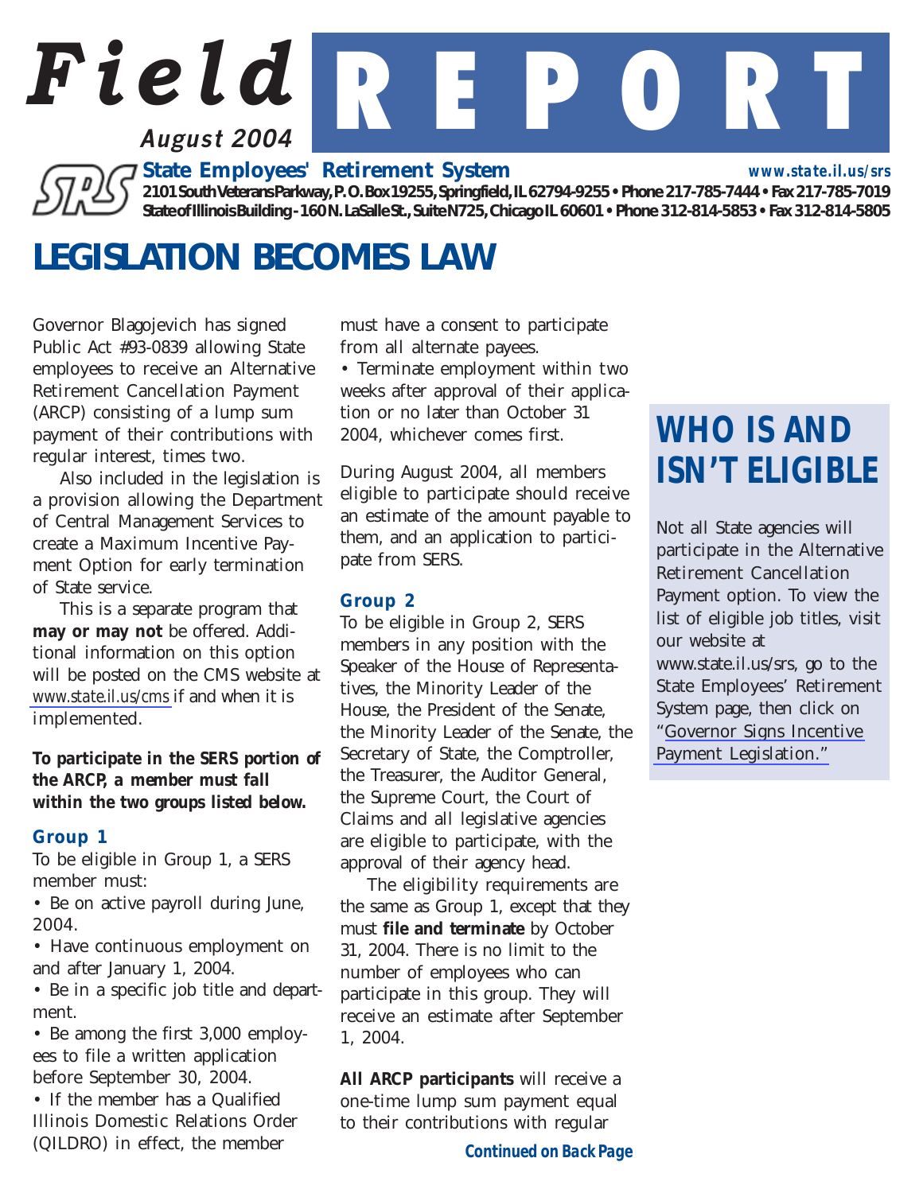# Field REPORT

*August 2004*

**State Employees' Retirement System** — www.state.il.us/srs

2101 South Veterans Parkway, P.O. Box 19255, Springfield, IL 62794-9255 • Phone 217-785-7444 • Fax 217-785-7019

State of Illinois Building - 160 N. LaSalle St., Suite N725, Chicago IL 60601 • Phone 312-814-5853 • Fax 312-814-5805

## LEGISLATION BECOMES LAW

Governor Blagojevich has signed Public Act #93-0839 allowing State employees to receive an Alternative Retirement Cancellation Payment (ARCP) consisting of a lump sum payment of their contributions with regular interest, times two.

Also included in the legislation is a provision allowing the Department of Central Management Services to create a Maximum Incentive Payment Option for early termination of State service.

This is a separate program that **may or may not** be offered. Additional information on this option will be posted on the CMS website at www.state.il.us/cms if and when it is implemented.

***To participate in the SERS portion of the ARCP, a member must fall within the two groups listed below.***

### Group 1

To be eligible in Group 1, a SERS member must:

- Be on active payroll during June, 2004.
- Have continuous employment on and after January 1, 2004.
- Be in a specific job title and department.
- Be among the first 3,000 employees to file a written application before September 30, 2004.
- If the member has a Qualified Illinois Domestic Relations Order (QILDRO) in effect, the member must have a consent to participate from all alternate payees.
- Terminate employment within two weeks after approval of their application or no later than October 31 2004, whichever comes first.

During August 2004, all members eligible to participate should receive an estimate of the amount payable to them, and an application to participate from SERS.

### Group 2

To be eligible in Group 2, SERS members in any position with the Speaker of the House of Representatives, the Minority Leader of the House, the President of the Senate, the Minority Leader of the Senate, the Secretary of State, the Comptroller, the Treasurer, the Auditor General, the Supreme Court, the Court of Claims and all legislative agencies are eligible to participate, with the approval of their agency head.

The eligibility requirements are the same as Group 1, except that they must **file and terminate** by October 31, 2004. There is no limit to the number of employees who can participate in this group. They will receive an estimate after September 1, 2004.

**All ARCP participants** will receive a one-time lump sum payment equal to their contributions with regular

*Continued on Back Page*

## WHO IS AND ISN'T ELIGIBLE

Not all State agencies will participate in the Alternative Retirement Cancellation Payment option. To view the list of eligible job titles, visit our website at www.state.il.us/srs, go to the State Employees' Retirement System page, then click on "Governor Signs Incentive Payment Legislation."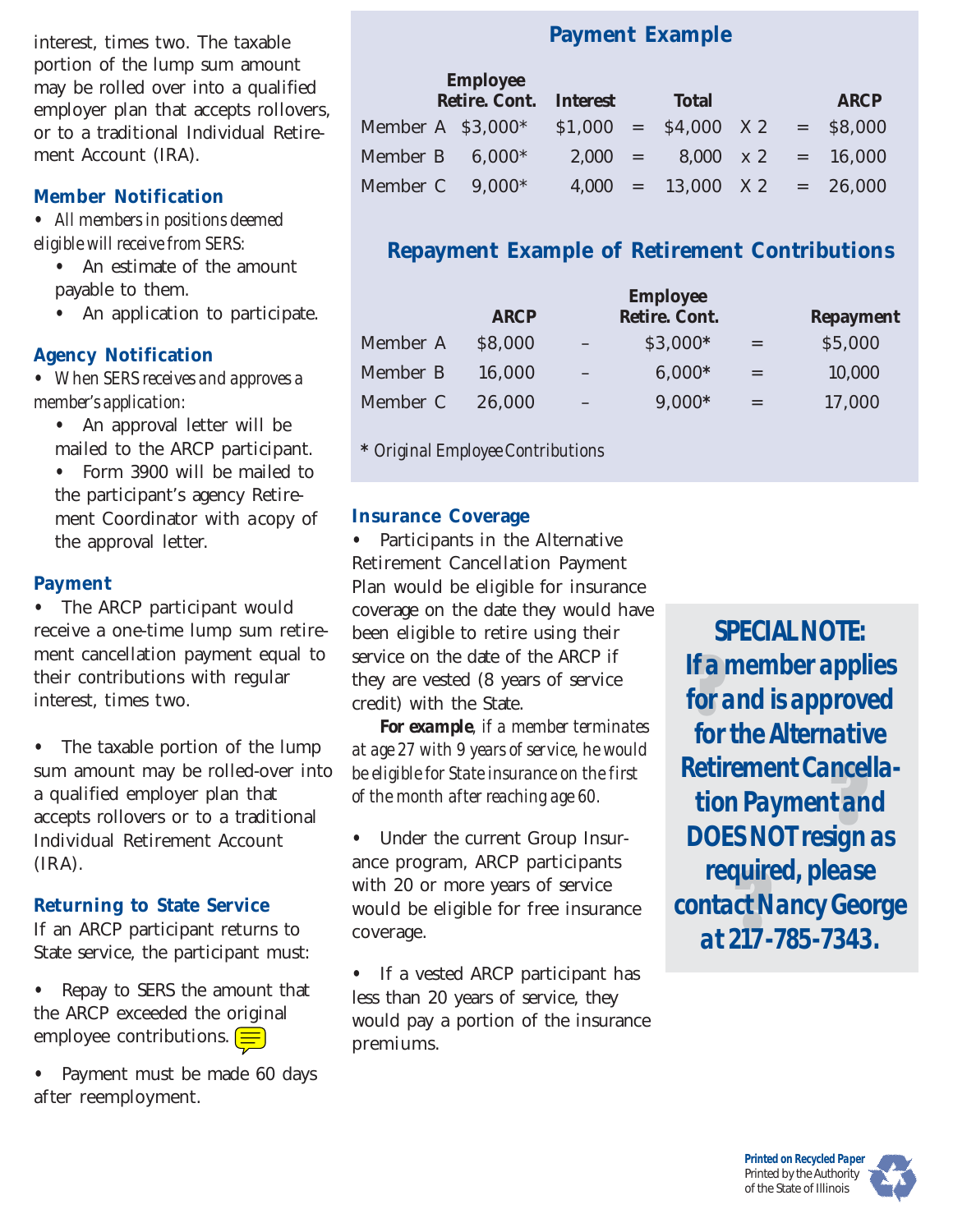interest, times two. The taxable portion of the lump sum amount may be rolled over into a qualified employer plan that accepts rollovers, or to a traditional Individual Retirement Account (IRA).

### Member Notification

- *All members in positions deemed eligible will receive from SERS:*
  - An estimate of the amount payable to them.
  - An application to participate.

### Agency Notification

- *When SERS receives and approves a member's application:*
  - An approval letter will be mailed to the ARCP participant.
  - Form 3900 will be mailed to the participant's agency Retirement Coordinator with acopy of the approval letter.

### Payment

- The ARCP participant would receive a one-time lump sum retirement cancellation payment equal to their contributions with regular interest, times two.

- The taxable portion of the lump sum amount may be rolled-over into a qualified employer plan that accepts rollovers or to a traditional Individual Retirement Account (IRA).

### Returning to State Service

If an ARCP participant returns to State service, the participant must:

- Repay to SERS the amount that the ARCP exceeded the original employee contributions.

- Payment must be made 60 days after reemployment.

## Payment Example

| | Employee Retire. Cont. | Interest | | Total | | | ARCP |
|---|---|---|---|---|---|---|---|
| Member A | $3,000* | $1,000 | = | $4,000 | X 2 | = | $8,000 |
| Member B | 6,000* | 2,000 | = | 8,000 | x 2 | = | 16,000 |
| Member C | 9,000* | 4,000 | = | 13,000 | X 2 | = | 26,000 |

## Repayment Example of Retirement Contributions

| | ARCP | | Employee Retire. Cont. | | Repayment |
|---|---|---|---|---|---|
| Member A | $8,000 | – | $3,000* | = | $5,000 |
| Member B | 16,000 | – | 6,000* | = | 10,000 |
| Member C | 26,000 | – | 9,000* | = | 17,000 |

\* *Original Employee Contributions*

### Insurance Coverage

- Participants in the Alternative Retirement Cancellation Payment Plan would be eligible for insurance coverage on the date they would have been eligible to retire using their service on the date of the ARCP if they are vested (8 years of service credit) with the State.

  ***For example****, if a member terminates at age 27 with 9 years of service, he would be eligible for State insurance on the first of the month after reaching age 60.*

- Under the current Group Insurance program, ARCP participants with 20 or more years of service would be eligible for free insurance coverage.

- If a vested ARCP participant has less than 20 years of service, they would pay a portion of the insurance premiums.

**SPECIAL NOTE: If a member applies for and is approved for the Alternative Retirement Cancellation Payment and DOES NOT resign as required, please contact Nancy George at 217-785-7343.**

**Printed on Recycled Paper**
Printed by the Authority of the State of Illinois